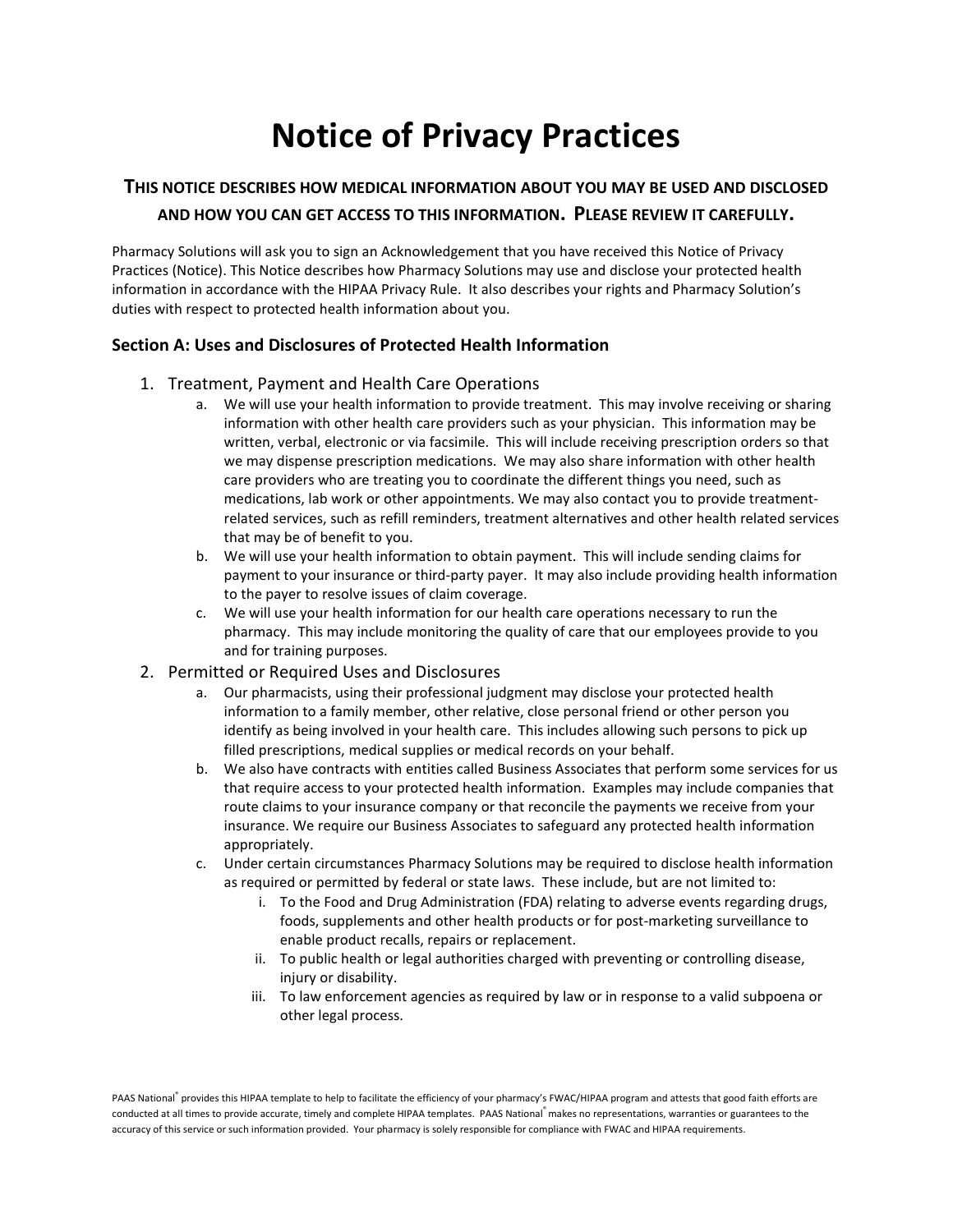# Notice of Privacy Practices

## THIS NOTICE DESCRIBES HOW MEDICAL INFORMATION ABOUT YOU MAY BE USED AND DISCLOSED AND HOW YOU CAN GET ACCESS TO THIS INFORMATION. PLEASE REVIEW IT CAREFULLY.

Pharmacy Solutions will ask you to sign an Acknowledgement that you have received this Notice of Privacy Practices (Notice). This Notice describes how Pharmacy Solutions may use and disclose your protected health information in accordance with the HIPAA Privacy Rule. It also describes your rights and Pharmacy Solution's duties with respect to protected health information about you.

### Section A: Uses and Disclosures of Protected Health Information

1. Treatment, Payment and Health Care Operations
   a. We will use your health information to provide treatment. This may involve receiving or sharing information with other health care providers such as your physician. This information may be written, verbal, electronic or via facsimile. This will include receiving prescription orders so that we may dispense prescription medications. We may also share information with other health care providers who are treating you to coordinate the different things you need, such as medications, lab work or other appointments. We may also contact you to provide treatment-related services, such as refill reminders, treatment alternatives and other health related services that may be of benefit to you.
   b. We will use your health information to obtain payment. This will include sending claims for payment to your insurance or third-party payer. It may also include providing health information to the payer to resolve issues of claim coverage.
   c. We will use your health information for our health care operations necessary to run the pharmacy. This may include monitoring the quality of care that our employees provide to you and for training purposes.
2. Permitted or Required Uses and Disclosures
   a. Our pharmacists, using their professional judgment may disclose your protected health information to a family member, other relative, close personal friend or other person you identify as being involved in your health care. This includes allowing such persons to pick up filled prescriptions, medical supplies or medical records on your behalf.
   b. We also have contracts with entities called Business Associates that perform some services for us that require access to your protected health information. Examples may include companies that route claims to your insurance company or that reconcile the payments we receive from your insurance. We require our Business Associates to safeguard any protected health information appropriately.
   c. Under certain circumstances Pharmacy Solutions may be required to disclose health information as required or permitted by federal or state laws. These include, but are not limited to:
      i. To the Food and Drug Administration (FDA) relating to adverse events regarding drugs, foods, supplements and other health products or for post-marketing surveillance to enable product recalls, repairs or replacement.
      ii. To public health or legal authorities charged with preventing or controlling disease, injury or disability.
      iii. To law enforcement agencies as required by law or in response to a valid subpoena or other legal process.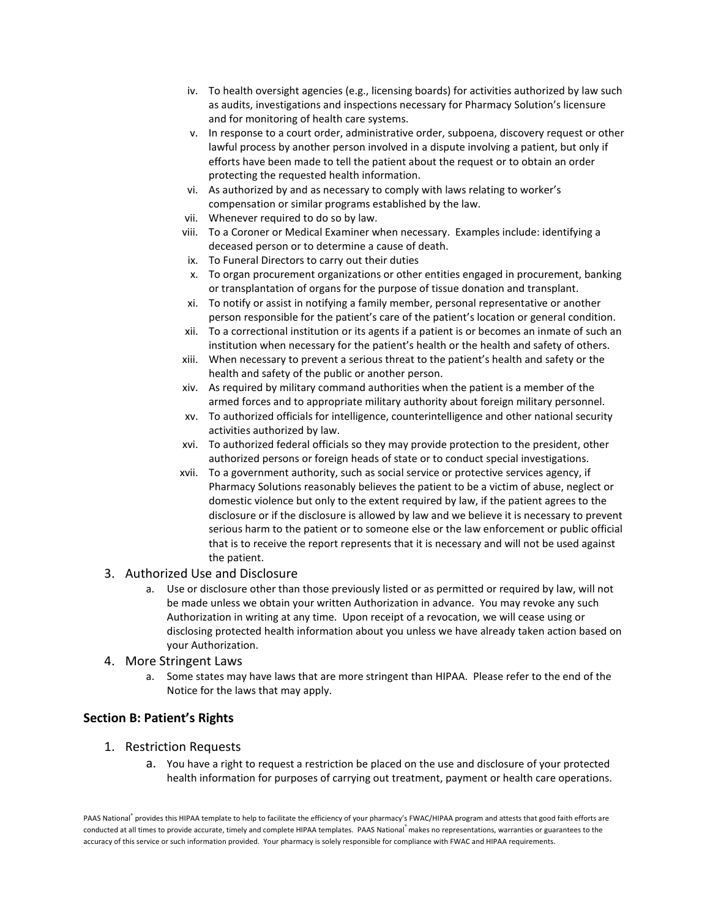iv. To health oversight agencies (e.g., licensing boards) for activities authorized by law such as audits, investigations and inspections necessary for Pharmacy Solution's licensure and for monitoring of health care systems.

v. In response to a court order, administrative order, subpoena, discovery request or other lawful process by another person involved in a dispute involving a patient, but only if efforts have been made to tell the patient about the request or to obtain an order protecting the requested health information.

vi. As authorized by and as necessary to comply with laws relating to worker's compensation or similar programs established by the law.

vii. Whenever required to do so by law.

viii. To a Coroner or Medical Examiner when necessary. Examples include: identifying a deceased person or to determine a cause of death.

ix. To Funeral Directors to carry out their duties

x. To organ procurement organizations or other entities engaged in procurement, banking or transplantation of organs for the purpose of tissue donation and transplant.

xi. To notify or assist in notifying a family member, personal representative or another person responsible for the patient's care of the patient's location or general condition.

xii. To a correctional institution or its agents if a patient is or becomes an inmate of such an institution when necessary for the patient's health or the health and safety of others.

xiii. When necessary to prevent a serious threat to the patient's health and safety or the health and safety of the public or another person.

xiv. As required by military command authorities when the patient is a member of the armed forces and to appropriate military authority about foreign military personnel.

xv. To authorized officials for intelligence, counterintelligence and other national security activities authorized by law.

xvi. To authorized federal officials so they may provide protection to the president, other authorized persons or foreign heads of state or to conduct special investigations.

xvii. To a government authority, such as social service or protective services agency, if Pharmacy Solutions reasonably believes the patient to be a victim of abuse, neglect or domestic violence but only to the extent required by law, if the patient agrees to the disclosure or if the disclosure is allowed by law and we believe it is necessary to prevent serious harm to the patient or to someone else or the law enforcement or public official that is to receive the report represents that it is necessary and will not be used against the patient.

3. Authorized Use and Disclosure
   a. Use or disclosure other than those previously listed or as permitted or required by law, will not be made unless we obtain your written Authorization in advance. You may revoke any such Authorization in writing at any time. Upon receipt of a revocation, we will cease using or disclosing protected health information about you unless we have already taken action based on your Authorization.

4. More Stringent Laws
   a. Some states may have laws that are more stringent than HIPAA. Please refer to the end of the Notice for the laws that may apply.

### Section B: Patient's Rights

1. Restriction Requests
   a. You have a right to request a restriction be placed on the use and disclosure of your protected health information for purposes of carrying out treatment, payment or health care operations.

PAAS National® provides this HIPAA template to help to facilitate the efficiency of your pharmacy's FWAC/HIPAA program and attests that good faith efforts are conducted at all times to provide accurate, timely and complete HIPAA templates. PAAS National® makes no representations, warranties or guarantees to the accuracy of this service or such information provided. Your pharmacy is solely responsible for compliance with FWAC and HIPAA requirements.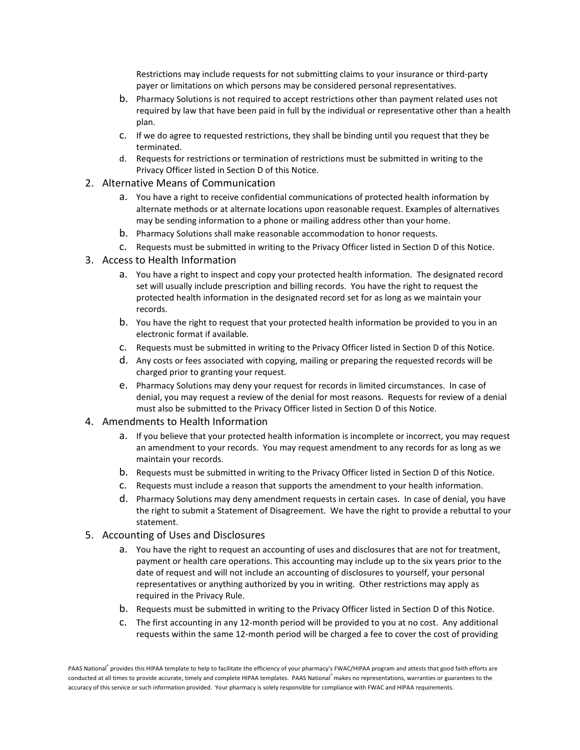Restrictions may include requests for not submitting claims to your insurance or third-party payer or limitations on which persons may be considered personal representatives.

   b. Pharmacy Solutions is not required to accept restrictions other than payment related uses not required by law that have been paid in full by the individual or representative other than a health plan.
   c. If we do agree to requested restrictions, they shall be binding until you request that they be terminated.
   d. Requests for restrictions or termination of restrictions must be submitted in writing to the Privacy Officer listed in Section D of this Notice.

2. Alternative Means of Communication
   a. You have a right to receive confidential communications of protected health information by alternate methods or at alternate locations upon reasonable request. Examples of alternatives may be sending information to a phone or mailing address other than your home.
   b. Pharmacy Solutions shall make reasonable accommodation to honor requests.
   c. Requests must be submitted in writing to the Privacy Officer listed in Section D of this Notice.
3. Access to Health Information
   a. You have a right to inspect and copy your protected health information. The designated record set will usually include prescription and billing records. You have the right to request the protected health information in the designated record set for as long as we maintain your records.
   b. You have the right to request that your protected health information be provided to you in an electronic format if available.
   c. Requests must be submitted in writing to the Privacy Officer listed in Section D of this Notice.
   d. Any costs or fees associated with copying, mailing or preparing the requested records will be charged prior to granting your request.
   e. Pharmacy Solutions may deny your request for records in limited circumstances. In case of denial, you may request a review of the denial for most reasons. Requests for review of a denial must also be submitted to the Privacy Officer listed in Section D of this Notice.
4. Amendments to Health Information
   a. If you believe that your protected health information is incomplete or incorrect, you may request an amendment to your records. You may request amendment to any records for as long as we maintain your records.
   b. Requests must be submitted in writing to the Privacy Officer listed in Section D of this Notice.
   c. Requests must include a reason that supports the amendment to your health information.
   d. Pharmacy Solutions may deny amendment requests in certain cases. In case of denial, you have the right to submit a Statement of Disagreement. We have the right to provide a rebuttal to your statement.
5. Accounting of Uses and Disclosures
   a. You have the right to request an accounting of uses and disclosures that are not for treatment, payment or health care operations. This accounting may include up to the six years prior to the date of request and will not include an accounting of disclosures to yourself, your personal representatives or anything authorized by you in writing. Other restrictions may apply as required in the Privacy Rule.
   b. Requests must be submitted in writing to the Privacy Officer listed in Section D of this Notice.
   c. The first accounting in any 12-month period will be provided to you at no cost. Any additional requests within the same 12-month period will be charged a fee to cover the cost of providing

PAAS National® provides this HIPAA template to help to facilitate the efficiency of your pharmacy's FWAC/HIPAA program and attests that good faith efforts are conducted at all times to provide accurate, timely and complete HIPAA templates. PAAS National® makes no representations, warranties or guarantees to the accuracy of this service or such information provided. Your pharmacy is solely responsible for compliance with FWAC and HIPAA requirements.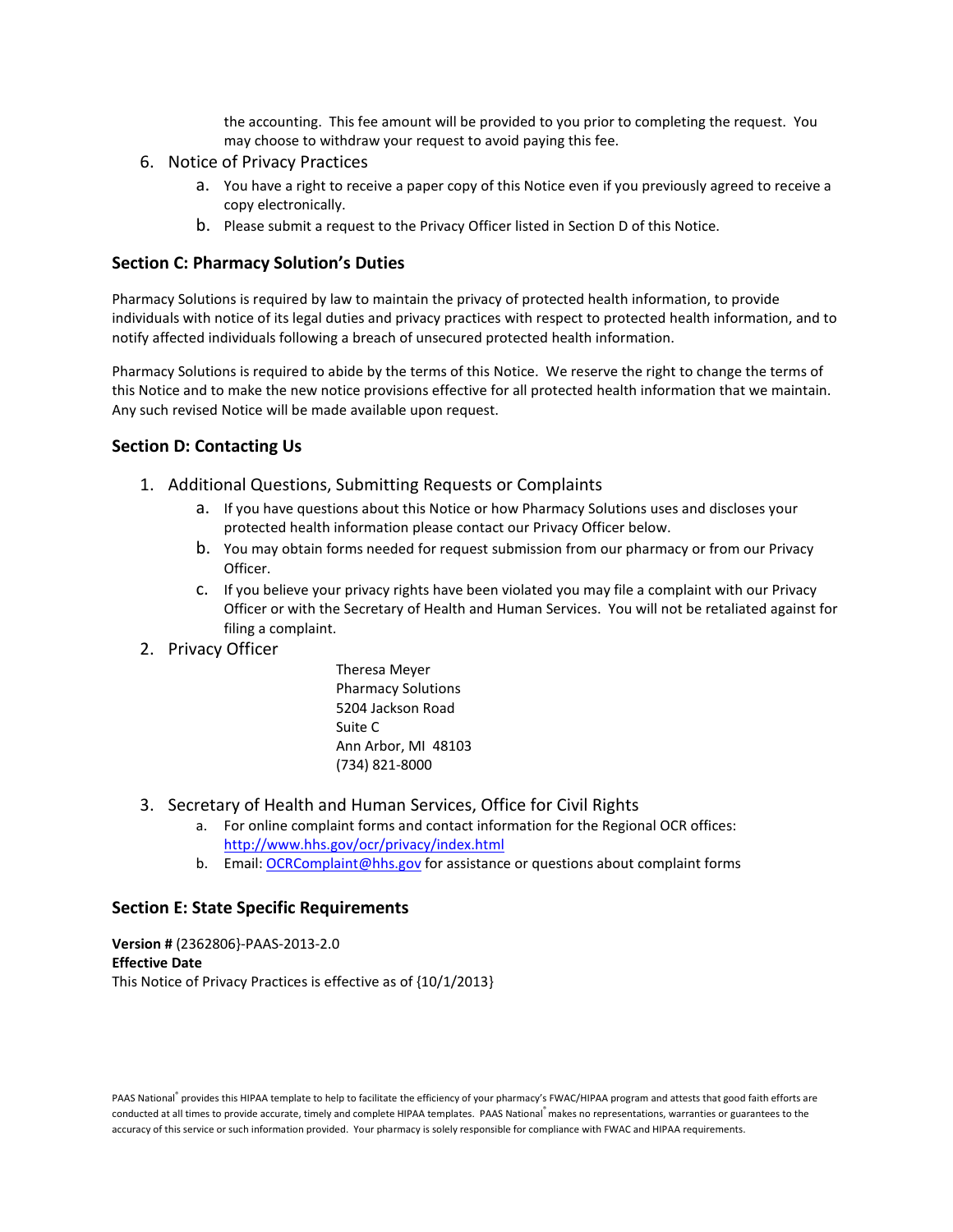the accounting. This fee amount will be provided to you prior to completing the request. You may choose to withdraw your request to avoid paying this fee.

6. Notice of Privacy Practices
   a. You have a right to receive a paper copy of this Notice even if you previously agreed to receive a copy electronically.
   b. Please submit a request to the Privacy Officer listed in Section D of this Notice.

## Section C: Pharmacy Solution's Duties

Pharmacy Solutions is required by law to maintain the privacy of protected health information, to provide individuals with notice of its legal duties and privacy practices with respect to protected health information, and to notify affected individuals following a breach of unsecured protected health information.

Pharmacy Solutions is required to abide by the terms of this Notice. We reserve the right to change the terms of this Notice and to make the new notice provisions effective for all protected health information that we maintain. Any such revised Notice will be made available upon request.

## Section D: Contacting Us

1. Additional Questions, Submitting Requests or Complaints
   a. If you have questions about this Notice or how Pharmacy Solutions uses and discloses your protected health information please contact our Privacy Officer below.
   b. You may obtain forms needed for request submission from our pharmacy or from our Privacy Officer.
   c. If you believe your privacy rights have been violated you may file a complaint with our Privacy Officer or with the Secretary of Health and Human Services. You will not be retaliated against for filing a complaint.
2. Privacy Officer

   Theresa Meyer
   Pharmacy Solutions
   5204 Jackson Road
   Suite C
   Ann Arbor, MI 48103
   (734) 821-8000

3. Secretary of Health and Human Services, Office for Civil Rights
   a. For online complaint forms and contact information for the Regional OCR offices: http://www.hhs.gov/ocr/privacy/index.html
   b. Email: OCRComplaint@hhs.gov for assistance or questions about complaint forms

## Section E: State Specific Requirements

**Version #** (2362806}-PAAS-2013-2.0
**Effective Date**
This Notice of Privacy Practices is effective as of {10/1/2013}

PAAS National® provides this HIPAA template to help to facilitate the efficiency of your pharmacy's FWAC/HIPAA program and attests that good faith efforts are conducted at all times to provide accurate, timely and complete HIPAA templates. PAAS National® makes no representations, warranties or guarantees to the accuracy of this service or such information provided. Your pharmacy is solely responsible for compliance with FWAC and HIPAA requirements.